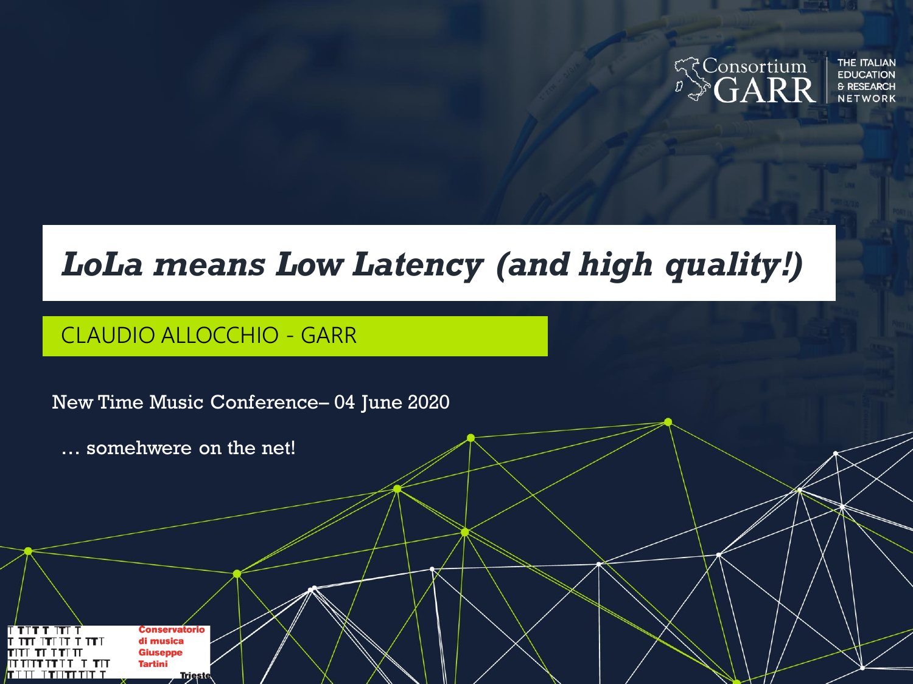Consortium GARR

THE ITALIAN EDUCATION & RESEARCH NETWORK

# *LoLa means Low Latency (and high quality!)*

CLAUDIO ALLOCCHIO - GARR

New Time Music Conference– 04 June 2020

… somehwere on the net!

Conservatorio di musica Giuseppe Tartini Trieste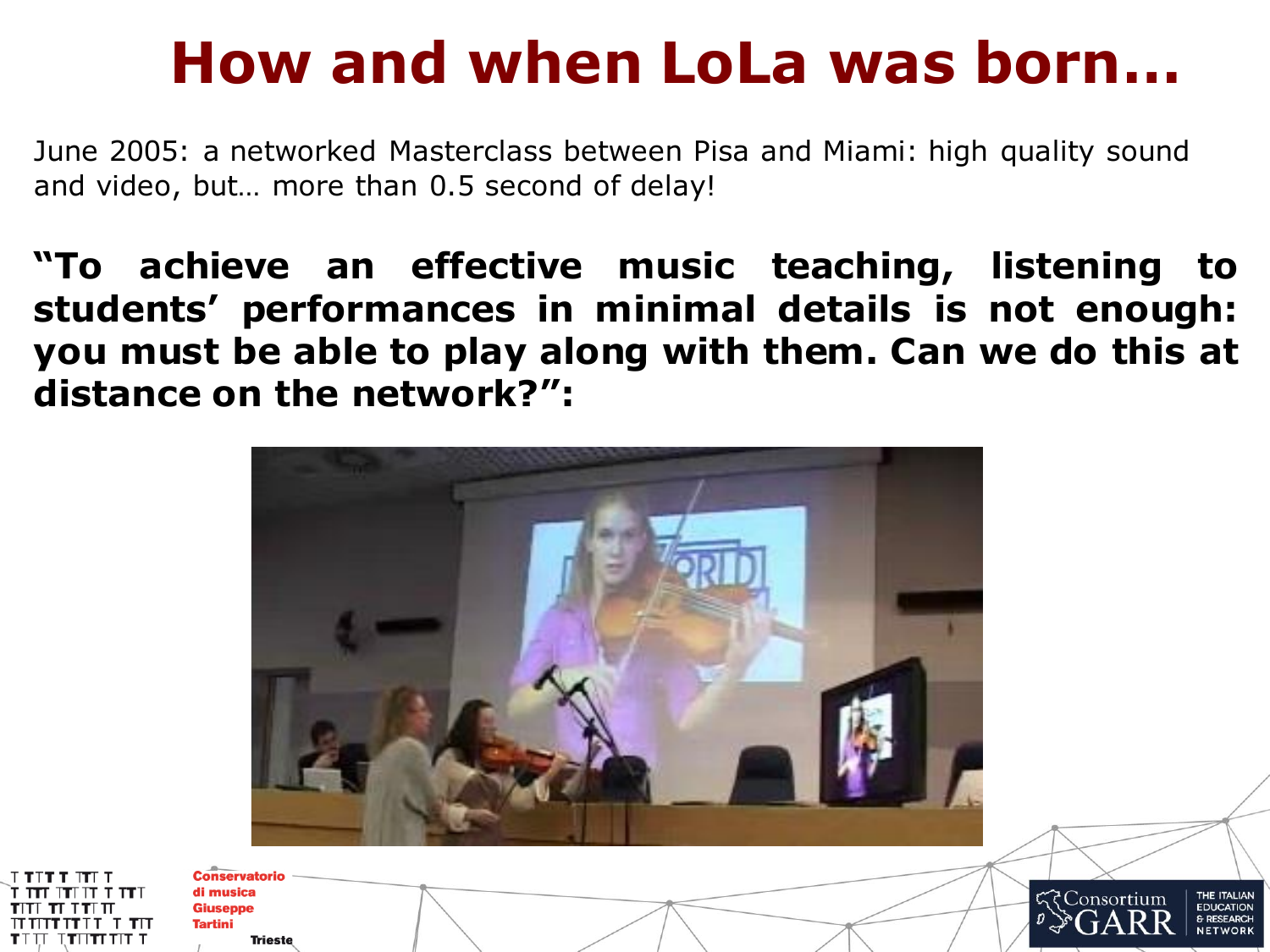# How and when LoLa was born…

June 2005: a networked Masterclass between Pisa and Miami: high quality sound and video, but… more than 0.5 second of delay!

**"To achieve an effective music teaching, listening to students' performances in minimal details is not enough: you must be able to play along with them. Can we do this at distance on the network?":**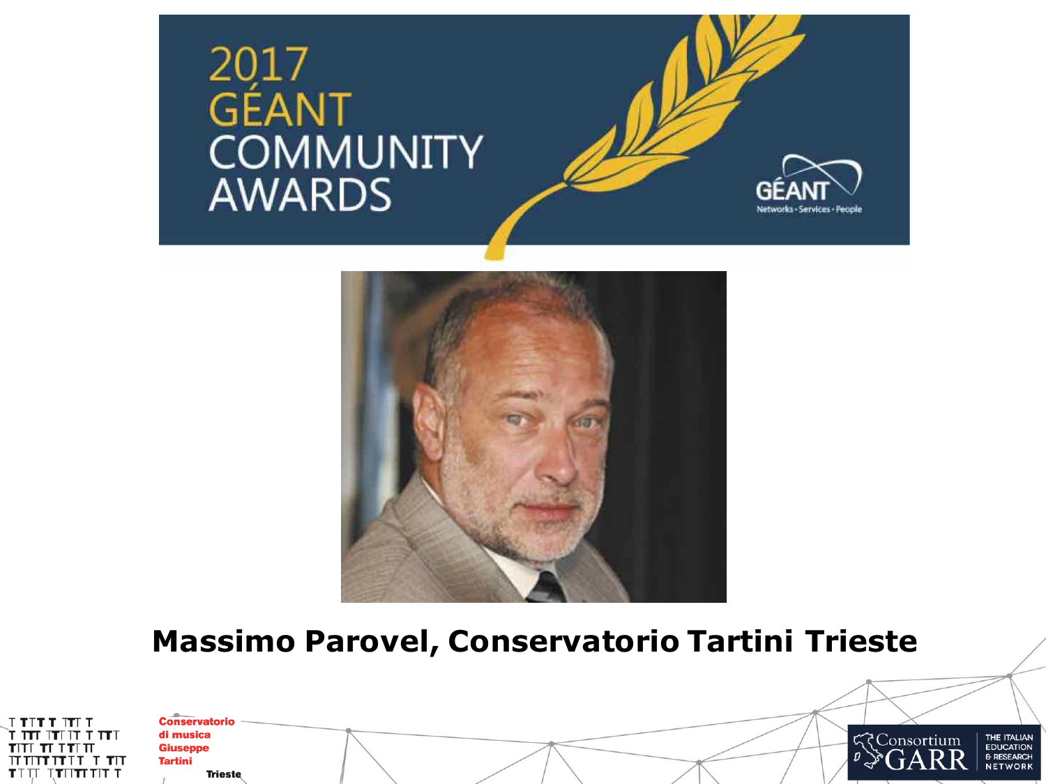2017 GÉANT COMMUNITY AWARDS

GÉANT Networks • Services • People

**Massimo Parovel, Conservatorio Tartini Trieste**

Conservatorio di musica Giuseppe Tartini Trieste

Consortium GARR THE ITALIAN EDUCATION & RESEARCH NETWORK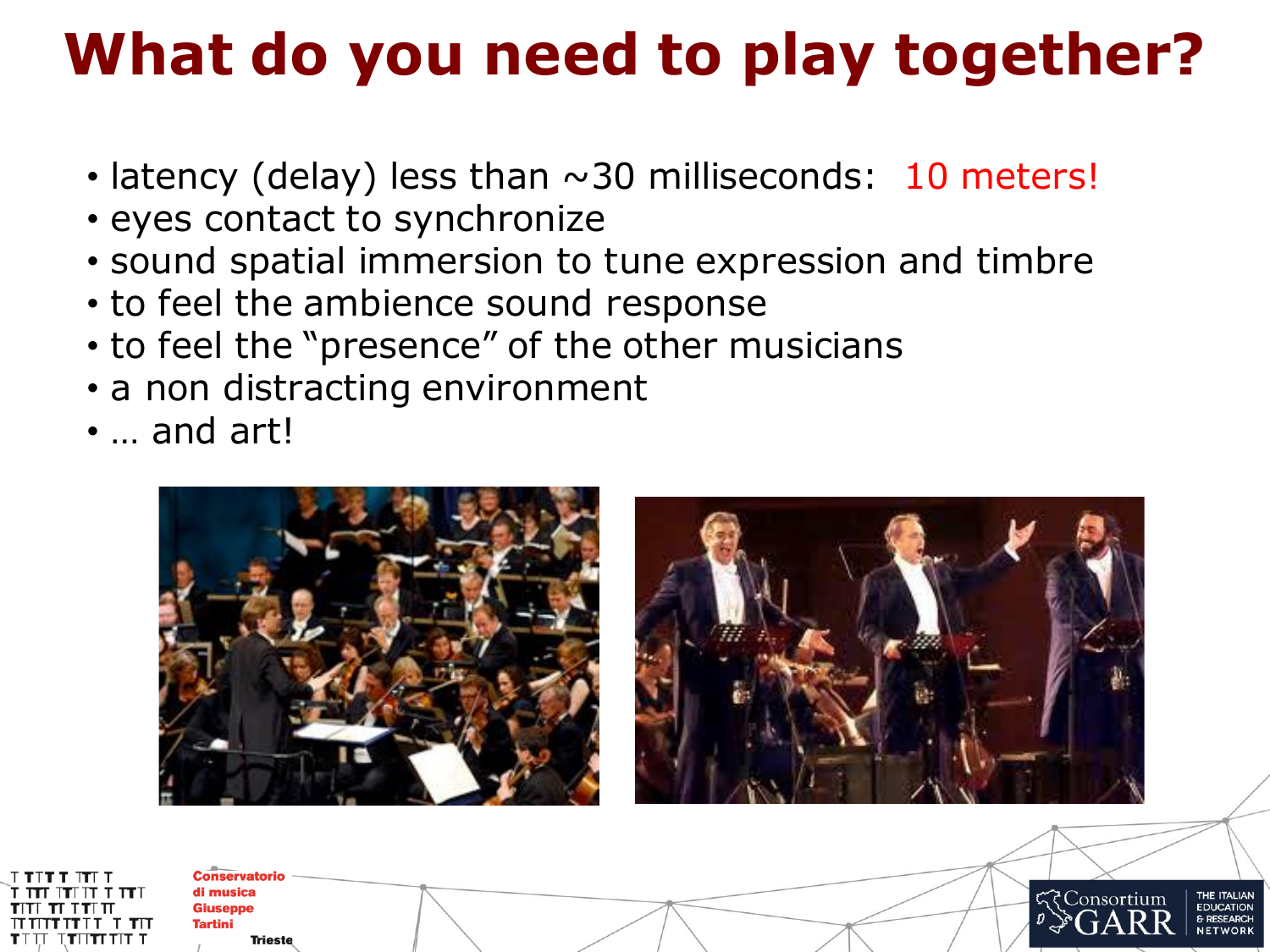# What do you need to play together?

- latency (delay) less than ~30 milliseconds: 10 meters!
- eyes contact to synchronize
- sound spatial immersion to tune expression and timbre
- to feel the ambience sound response
- to feel the "presence" of the other musicians
- a non distracting environment
- … and art!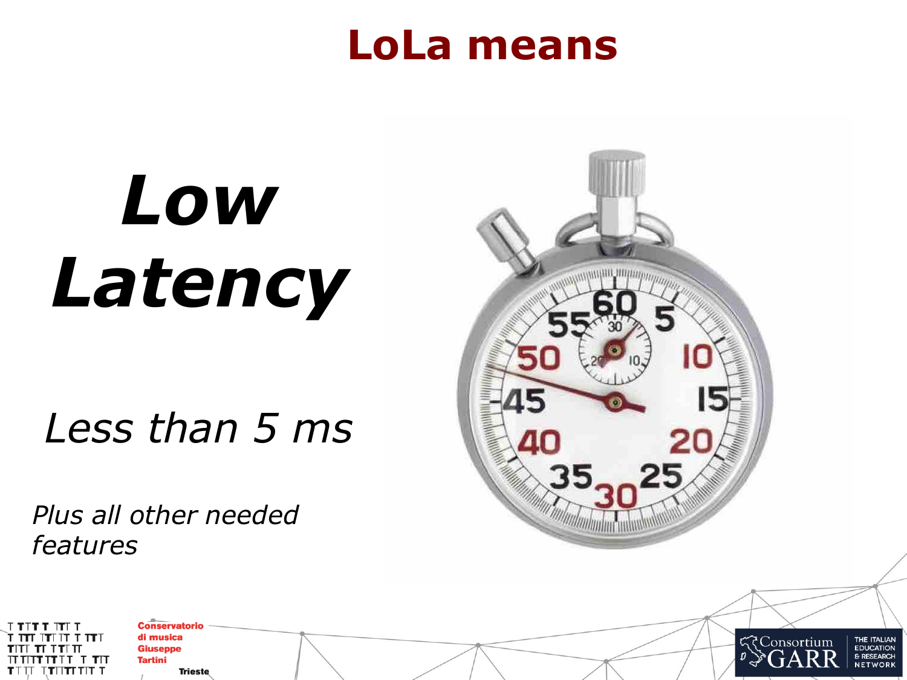# LoLa means

***Low Latency***

*Less than 5 ms*

*Plus all other needed features*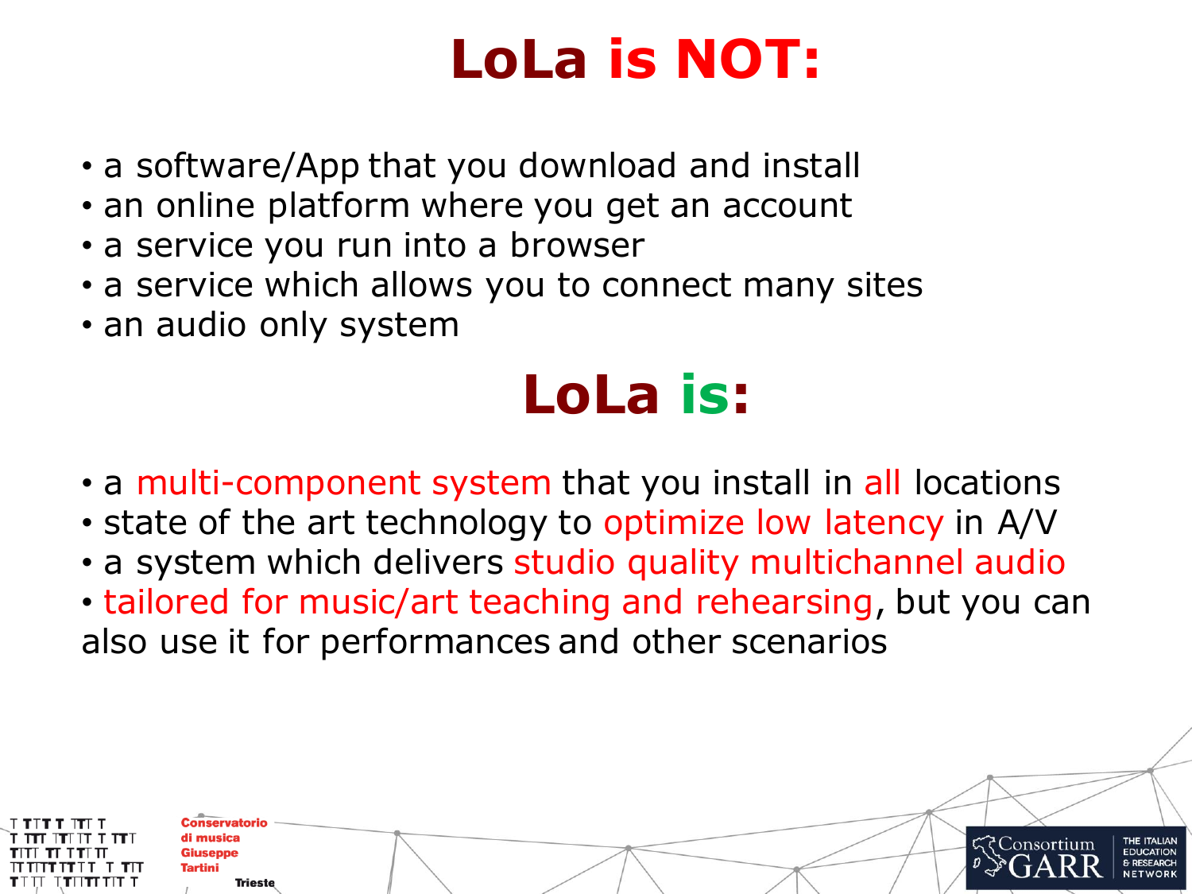# LoLa is NOT:

- a software/App that you download and install
- an online platform where you get an account
- a service you run into a browser
- a service which allows you to connect many sites
- an audio only system

# LoLa is:

- a multi-component system that you install in all locations
- state of the art technology to optimize low latency in A/V
- a system which delivers studio quality multichannel audio
- tailored for music/art teaching and rehearsing, but you can also use it for performances and other scenarios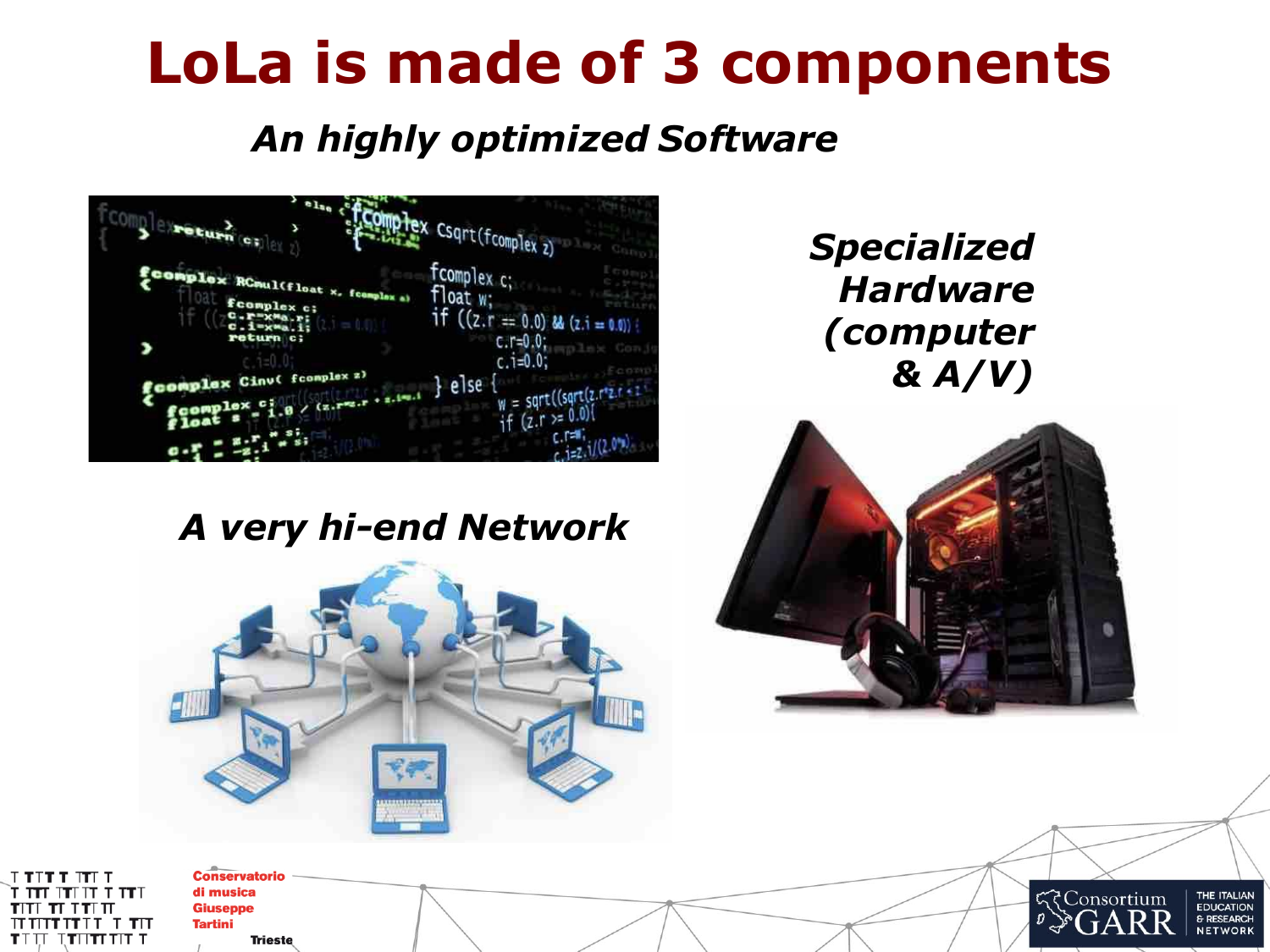# LoLa is made of 3 components

***An highly optimized Software***

***Specialized Hardware (computer & A/V)***

***A very hi-end Network***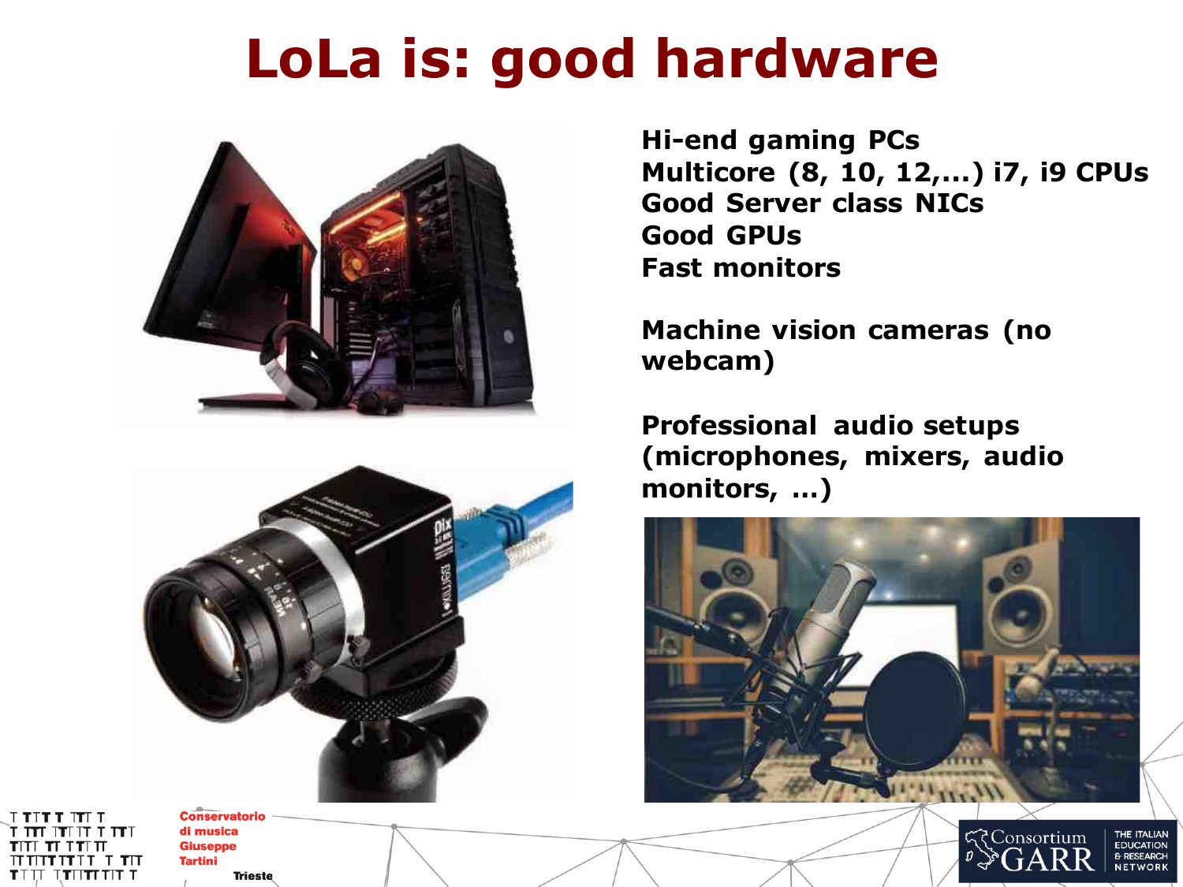# LoLa is: good hardware

**Hi-end gaming PCs**
**Multicore (8, 10, 12,...) i7, i9 CPUs**
**Good Server class NICs**
**Good GPUs**
**Fast monitors**

**Machine vision cameras (no webcam)**

**Professional audio setups (microphones, mixers, audio monitors, ...)**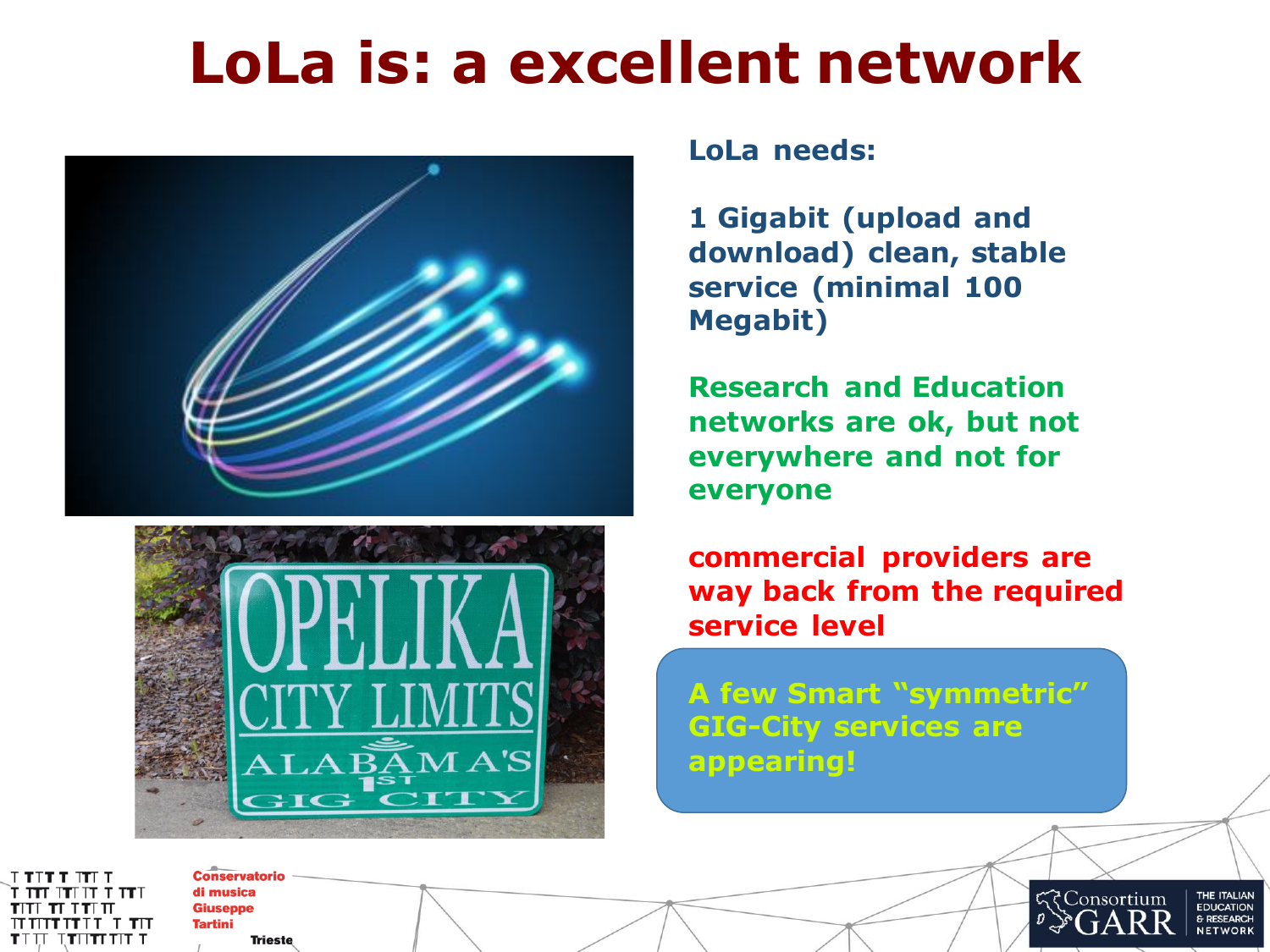# LoLa is: a excellent network

**LoLa needs:**

**1 Gigabit (upload and download) clean, stable service (minimal 100 Megabit)**

**Research and Education networks are ok, but not everywhere and not for everyone**

**commercial providers are way back from the required service level**

**A few Smart "symmetric" GIG-City services are appearing!**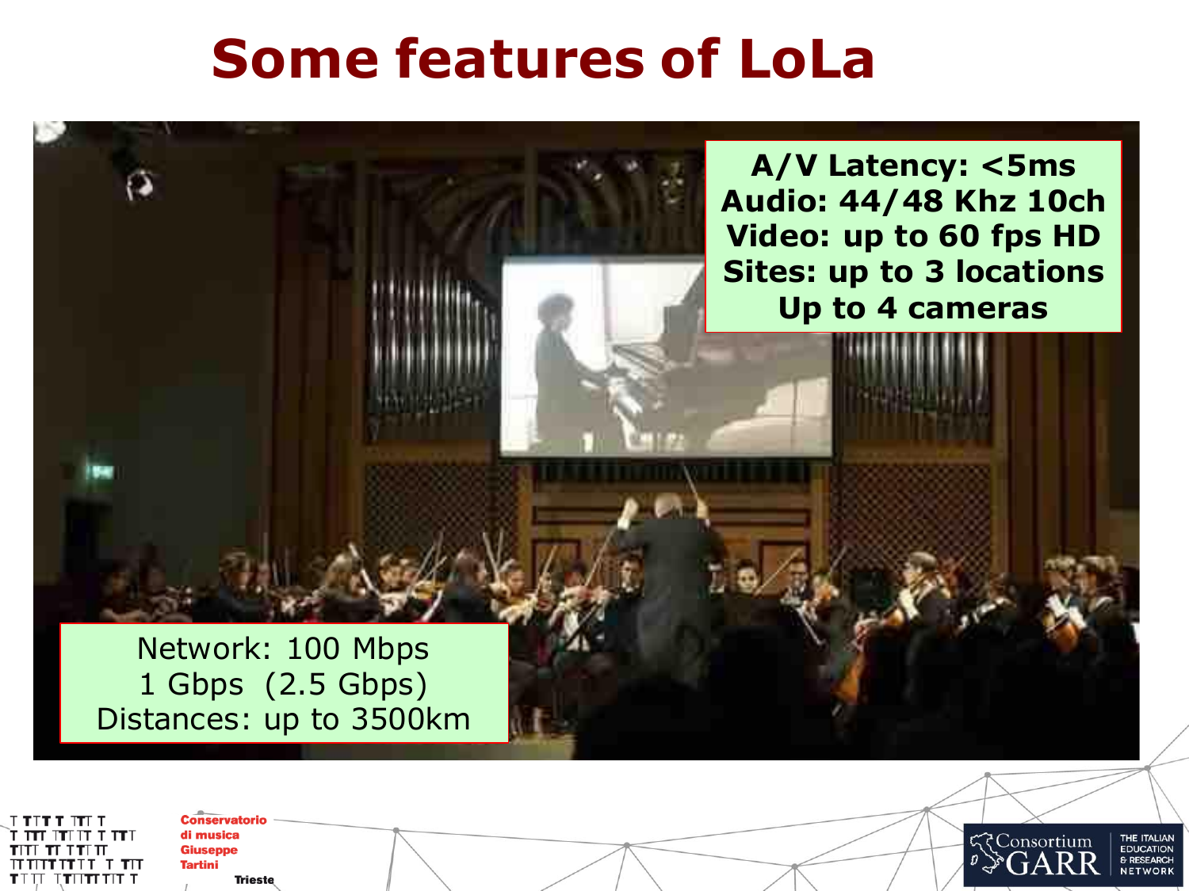# Some features of LoLa

**A/V Latency: <5ms**
**Audio: 44/48 Khz 10ch**
**Video: up to 60 fps HD**
**Sites: up to 3 locations**
**Up to 4 cameras**

Network: 100 Mbps
1 Gbps (2.5 Gbps)
Distances: up to 3500km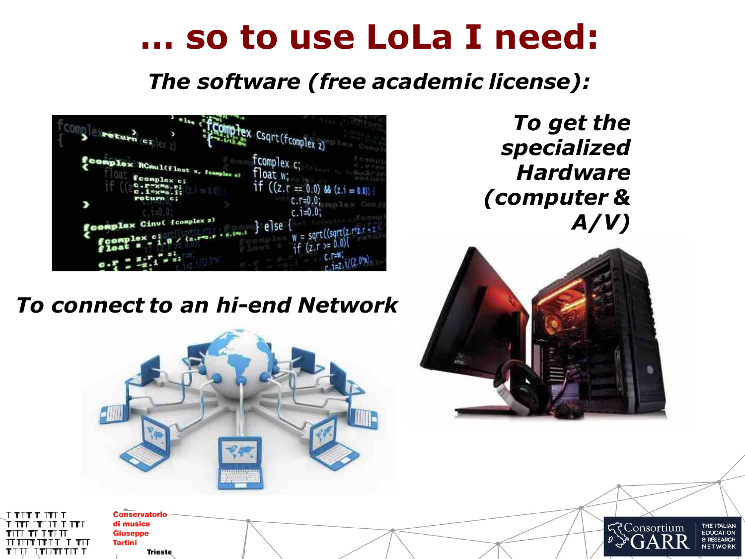# … so to use LoLa I need:

***The software (free academic license):***

***To get the specialized Hardware (computer & A/V)***

***To connect to an hi-end Network***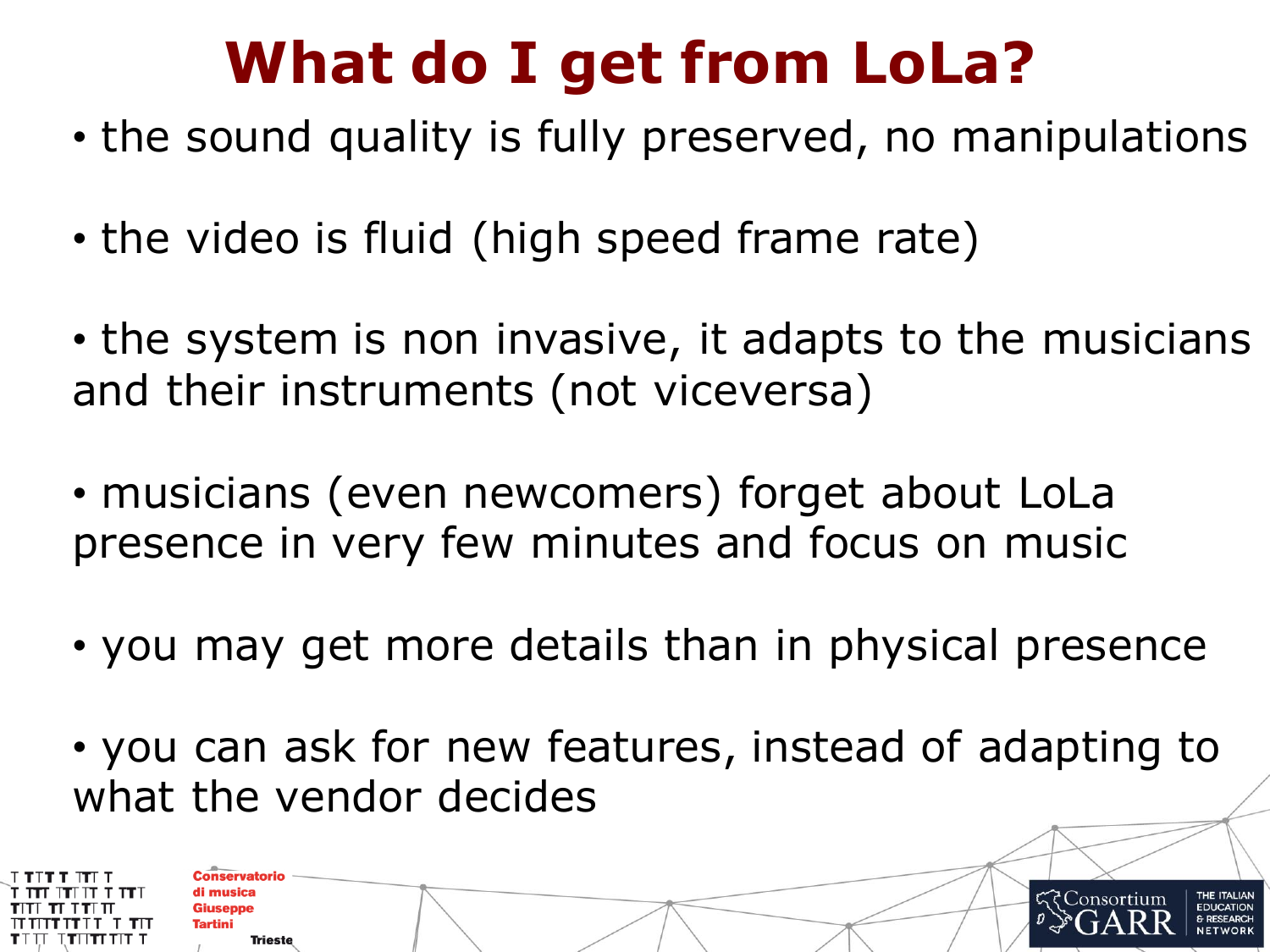# What do I get from LoLa?

- the sound quality is fully preserved, no manipulations
- the video is fluid (high speed frame rate)
- the system is non invasive, it adapts to the musicians and their instruments (not viceversa)
- musicians (even newcomers) forget about LoLa presence in very few minutes and focus on music
- you may get more details than in physical presence
- you can ask for new features, instead of adapting to what the vendor decides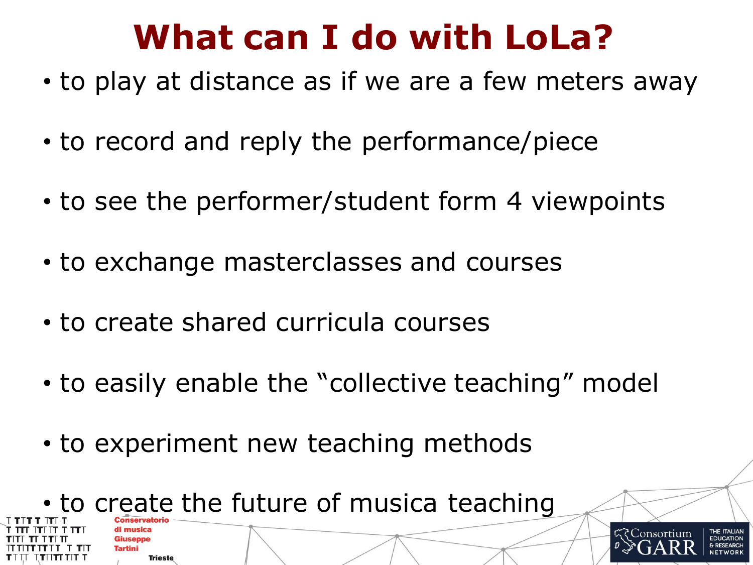# What can I do with LoLa?

- to play at distance as if we are a few meters away
- to record and reply the performance/piece
- to see the performer/student form 4 viewpoints
- to exchange masterclasses and courses
- to create shared curricula courses
- to easily enable the "collective teaching" model
- to experiment new teaching methods
- to create the future of musica teaching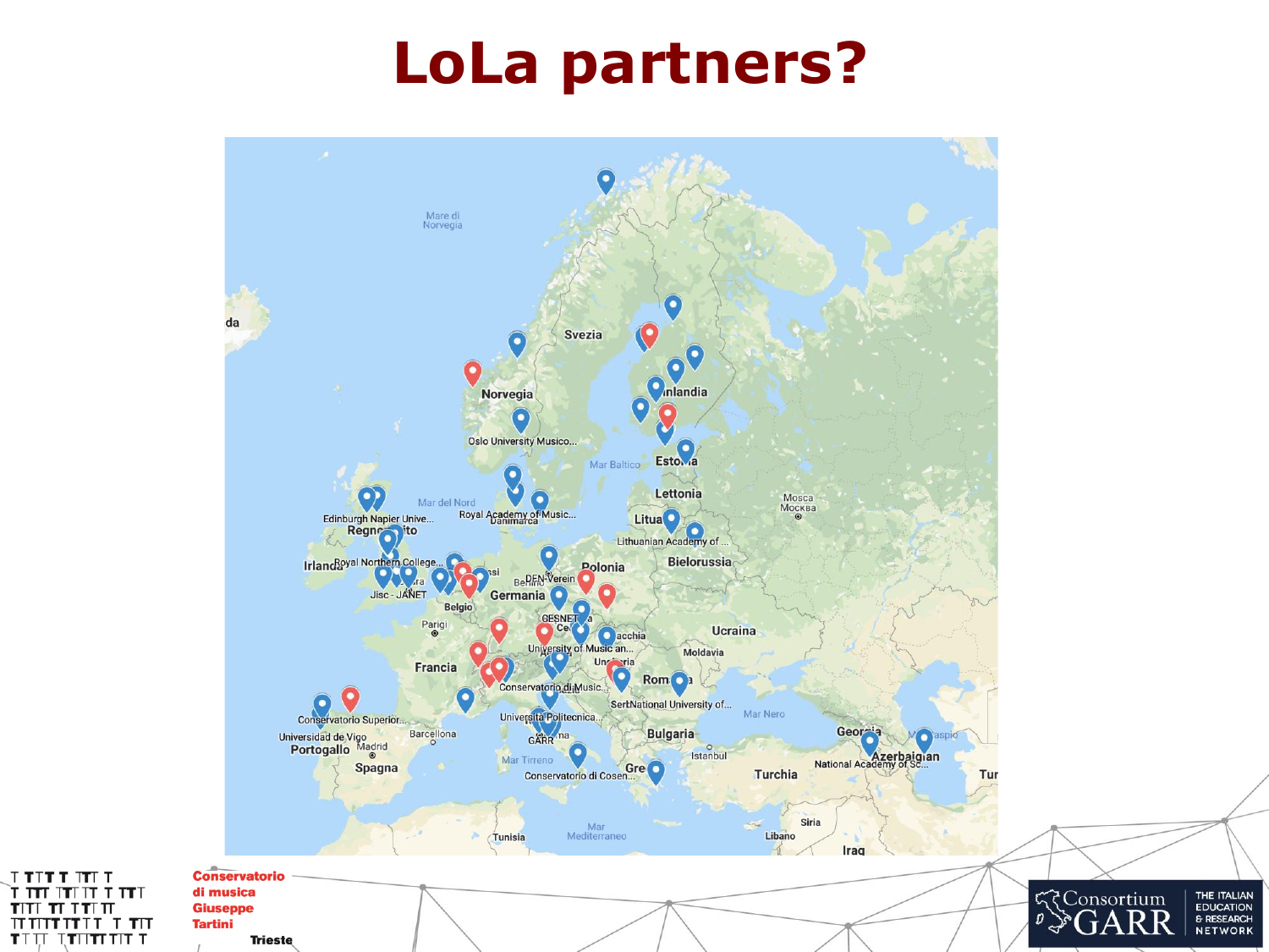# LoLa partners?

Conservatorio di musica Giuseppe Tartini Trieste

Consortium GARR THE ITALIAN EDUCATION & RESEARCH NETWORK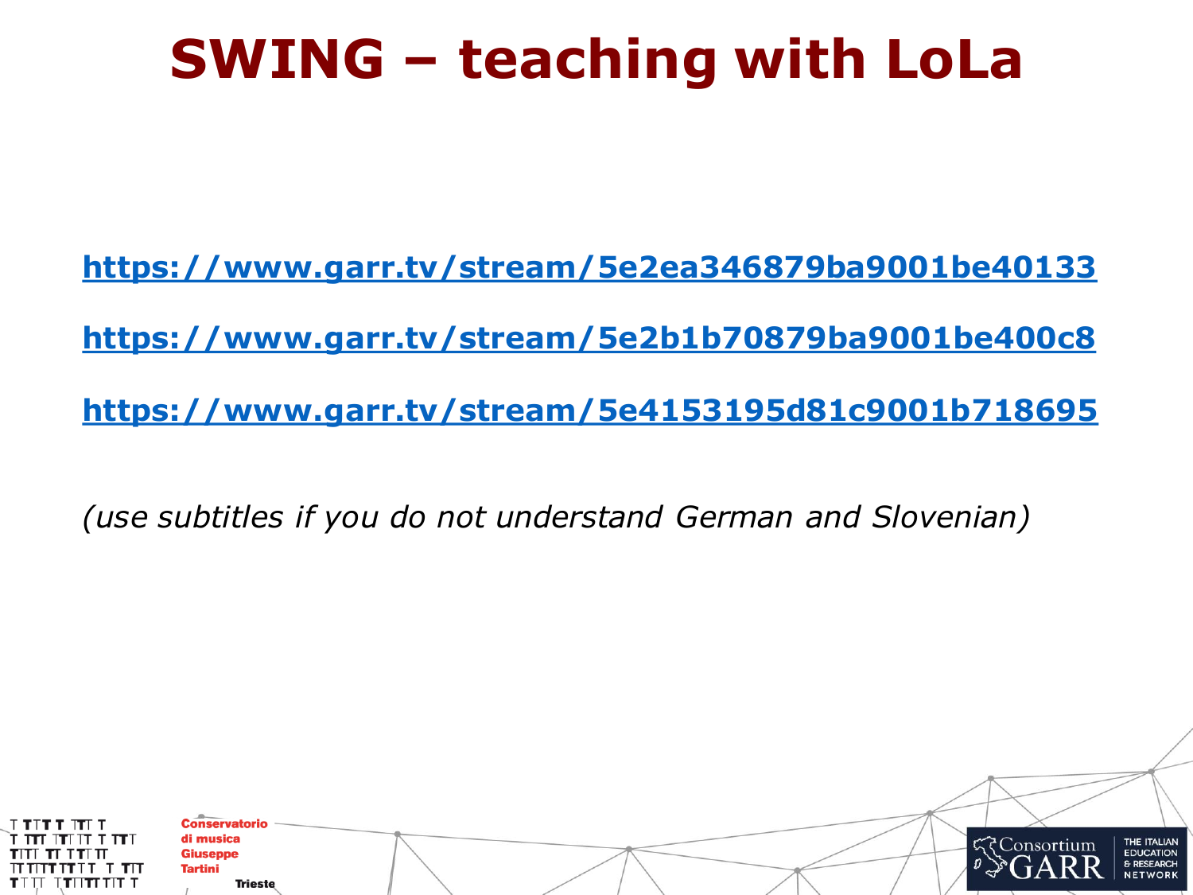# SWING – teaching with LoLa

https://www.garr.tv/stream/5e2ea346879ba9001be40133

https://www.garr.tv/stream/5e2b1b70879ba9001be400c8

https://www.garr.tv/stream/5e4153195d81c9001b718695

*(use subtitles if you do not understand German and Slovenian)*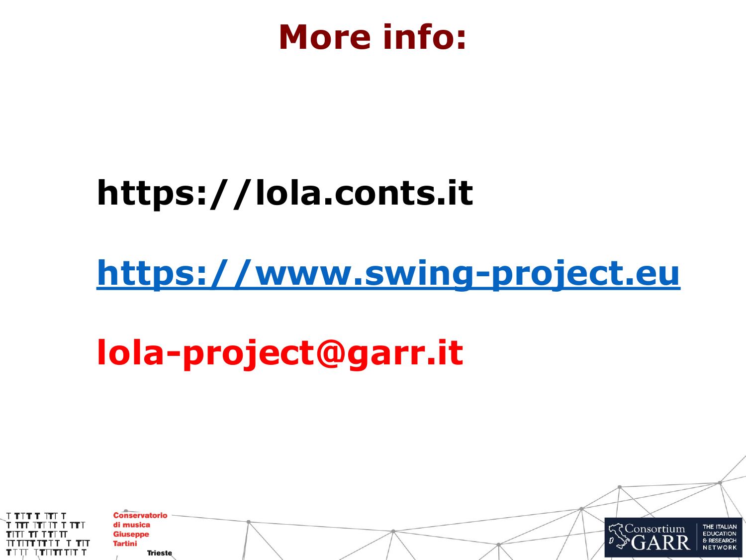# More info:

https://lola.conts.it

https://www.swing-project.eu

lola-project@garr.it